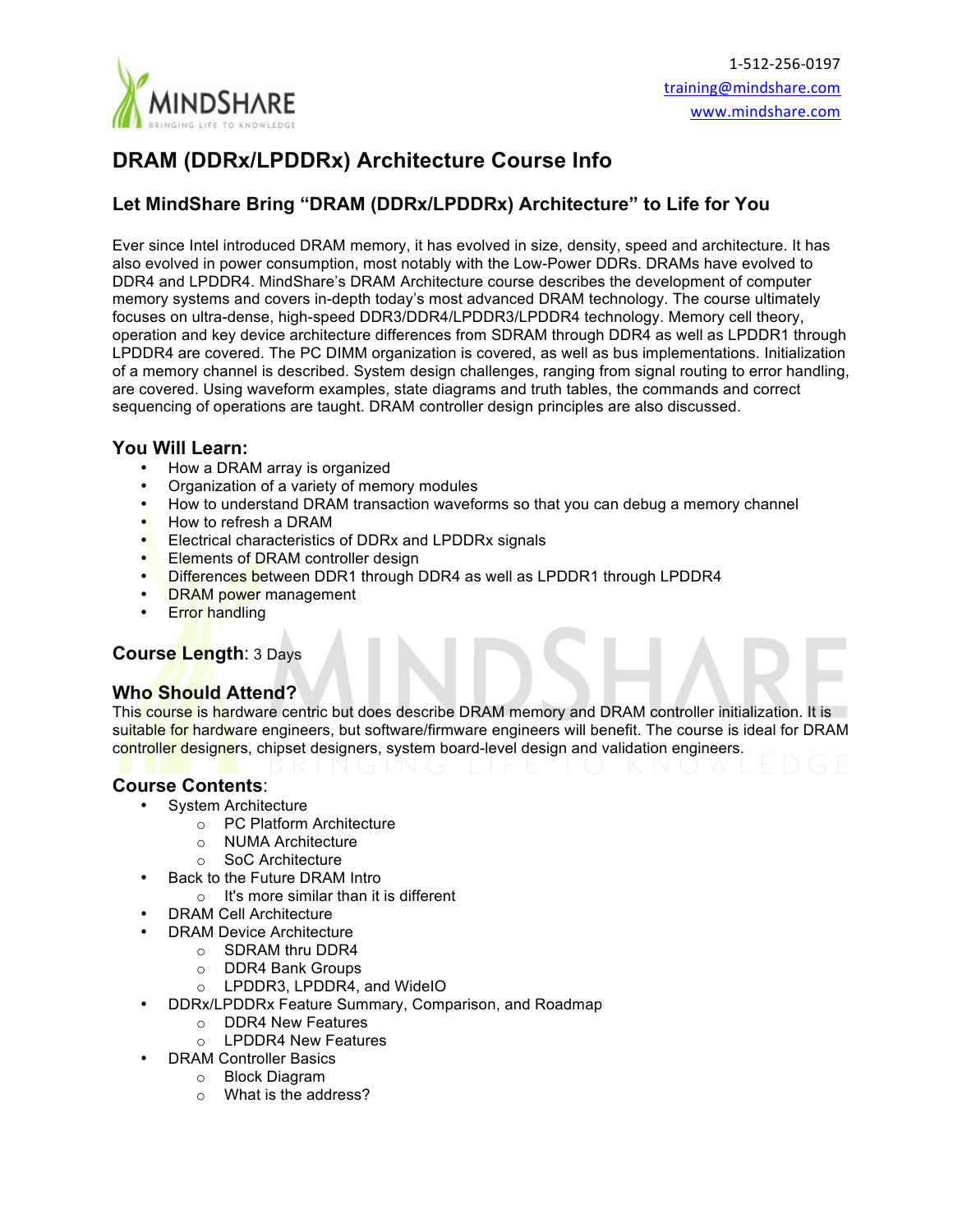1-512-256-0197
training@mindshare.com
www.mindshare.com

# DRAM (DDRx/LPDDRx) Architecture Course Info

## Let MindShare Bring "DRAM (DDRx/LPDDRx) Architecture" to Life for You

Ever since Intel introduced DRAM memory, it has evolved in size, density, speed and architecture. It has also evolved in power consumption, most notably with the Low-Power DDRs. DRAMs have evolved to DDR4 and LPDDR4. MindShare's DRAM Architecture course describes the development of computer memory systems and covers in-depth today's most advanced DRAM technology. The course ultimately focuses on ultra-dense, high-speed DDR3/DDR4/LPDDR3/LPDDR4 technology. Memory cell theory, operation and key device architecture differences from SDRAM through DDR4 as well as LPDDR1 through LPDDR4 are covered. The PC DIMM organization is covered, as well as bus implementations. Initialization of a memory channel is described. System design challenges, ranging from signal routing to error handling, are covered. Using waveform examples, state diagrams and truth tables, the commands and correct sequencing of operations are taught. DRAM controller design principles are also discussed.

### You Will Learn:

- How a DRAM array is organized
- Organization of a variety of memory modules
- How to understand DRAM transaction waveforms so that you can debug a memory channel
- How to refresh a DRAM
- Electrical characteristics of DDRx and LPDDRx signals
- Elements of DRAM controller design
- Differences between DDR1 through DDR4 as well as LPDDR1 through LPDDR4
- DRAM power management
- Error handling

### Course Length: 3 Days

### Who Should Attend?

This course is hardware centric but does describe DRAM memory and DRAM controller initialization. It is suitable for hardware engineers, but software/firmware engineers will benefit. The course is ideal for DRAM controller designers, chipset designers, system board-level design and validation engineers.

### Course Contents:

- System Architecture
  - PC Platform Architecture
  - NUMA Architecture
  - SoC Architecture
- Back to the Future DRAM Intro
  - It's more similar than it is different
- DRAM Cell Architecture
- DRAM Device Architecture
  - SDRAM thru DDR4
  - DDR4 Bank Groups
  - LPDDR3, LPDDR4, and WideIO
- DDRx/LPDDRx Feature Summary, Comparison, and Roadmap
  - DDR4 New Features
  - LPDDR4 New Features
- DRAM Controller Basics
  - Block Diagram
  - What is the address?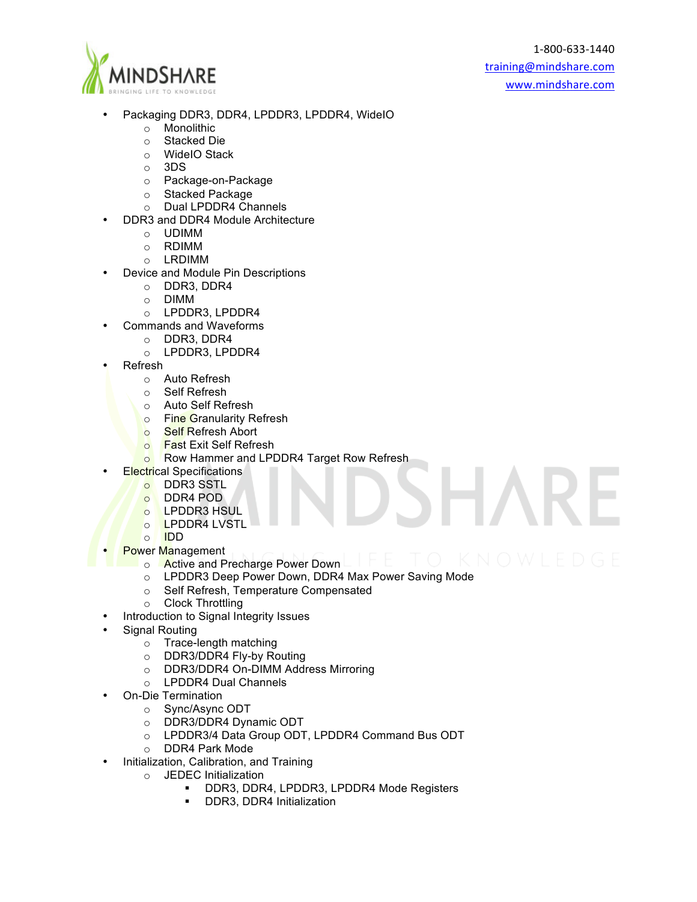- Packaging DDR3, DDR4, LPDDR3, LPDDR4, WideIO
    - Monolithic
    - Stacked Die
    - WideIO Stack
    - 3DS
    - Package-on-Package
    - Stacked Package
    - Dual LPDDR4 Channels
- DDR3 and DDR4 Module Architecture
    - UDIMM
    - RDIMM
    - LRDIMM
- Device and Module Pin Descriptions
    - DDR3, DDR4
    - DIMM
    - LPDDR3, LPDDR4
- Commands and Waveforms
    - DDR3, DDR4
    - LPDDR3, LPDDR4
- Refresh
    - Auto Refresh
    - Self Refresh
    - Auto Self Refresh
    - Fine Granularity Refresh
    - Self Refresh Abort
    - Fast Exit Self Refresh
    - Row Hammer and LPDDR4 Target Row Refresh
- Electrical Specifications
    - DDR3 SSTL
    - DDR4 POD
    - LPDDR3 HSUL
    - LPDDR4 LVSTL
    - IDD
- Power Management
    - Active and Precharge Power Down
    - LPDDR3 Deep Power Down, DDR4 Max Power Saving Mode
    - Self Refresh, Temperature Compensated
    - Clock Throttling
- Introduction to Signal Integrity Issues
- Signal Routing
    - Trace-length matching
    - DDR3/DDR4 Fly-by Routing
    - DDR3/DDR4 On-DIMM Address Mirroring
    - LPDDR4 Dual Channels
- On-Die Termination
    - Sync/Async ODT
    - DDR3/DDR4 Dynamic ODT
    - LPDDR3/4 Data Group ODT, LPDDR4 Command Bus ODT
    - DDR4 Park Mode
- Initialization, Calibration, and Training
    - JEDEC Initialization
        - DDR3, DDR4, LPDDR3, LPDDR4 Mode Registers
        - DDR3, DDR4 Initialization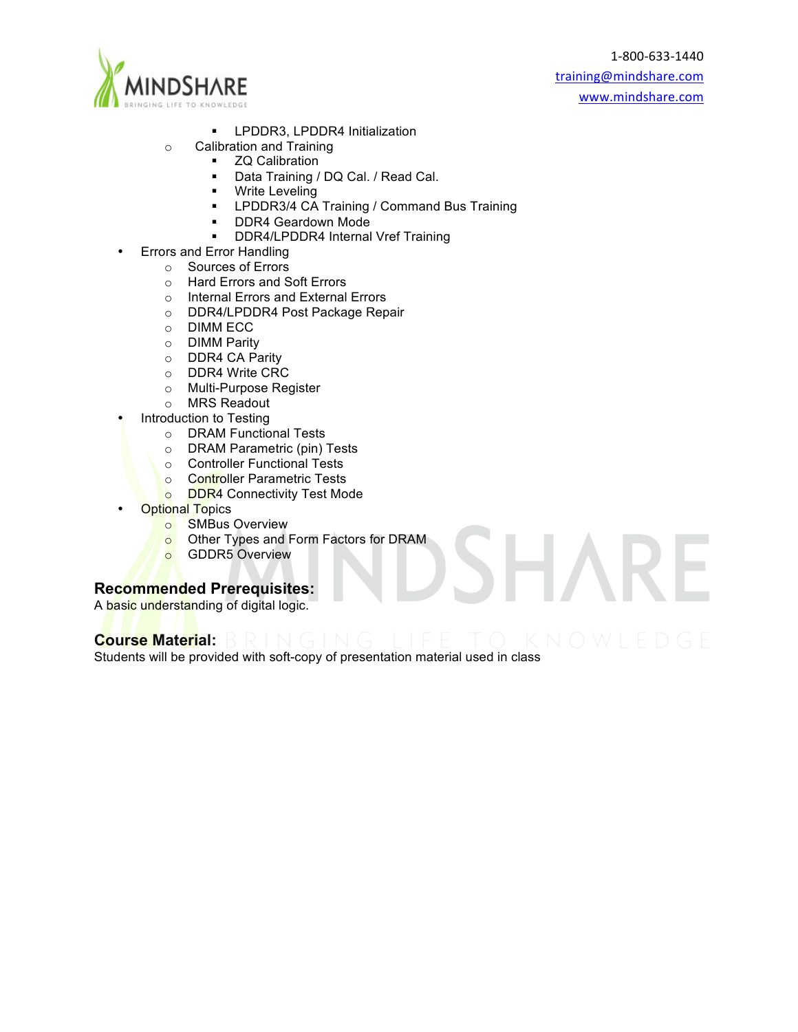- LPDDR3, LPDDR4 Initialization
    - Calibration and Training
      - ZQ Calibration
      - Data Training / DQ Cal. / Read Cal.
      - Write Leveling
      - LPDDR3/4 CA Training / Command Bus Training
      - DDR4 Geardown Mode
      - DDR4/LPDDR4 Internal Vref Training
- Errors and Error Handling
  - Sources of Errors
  - Hard Errors and Soft Errors
  - Internal Errors and External Errors
  - DDR4/LPDDR4 Post Package Repair
  - DIMM ECC
  - DIMM Parity
  - DDR4 CA Parity
  - DDR4 Write CRC
  - Multi-Purpose Register
  - MRS Readout
- Introduction to Testing
  - DRAM Functional Tests
  - DRAM Parametric (pin) Tests
  - Controller Functional Tests
  - Controller Parametric Tests
  - DDR4 Connectivity Test Mode
- Optional Topics
  - SMBus Overview
  - Other Types and Form Factors for DRAM
  - GDDR5 Overview

### Recommended Prerequisites:

A basic understanding of digital logic.

### Course Material:

Students will be provided with soft-copy of presentation material used in class